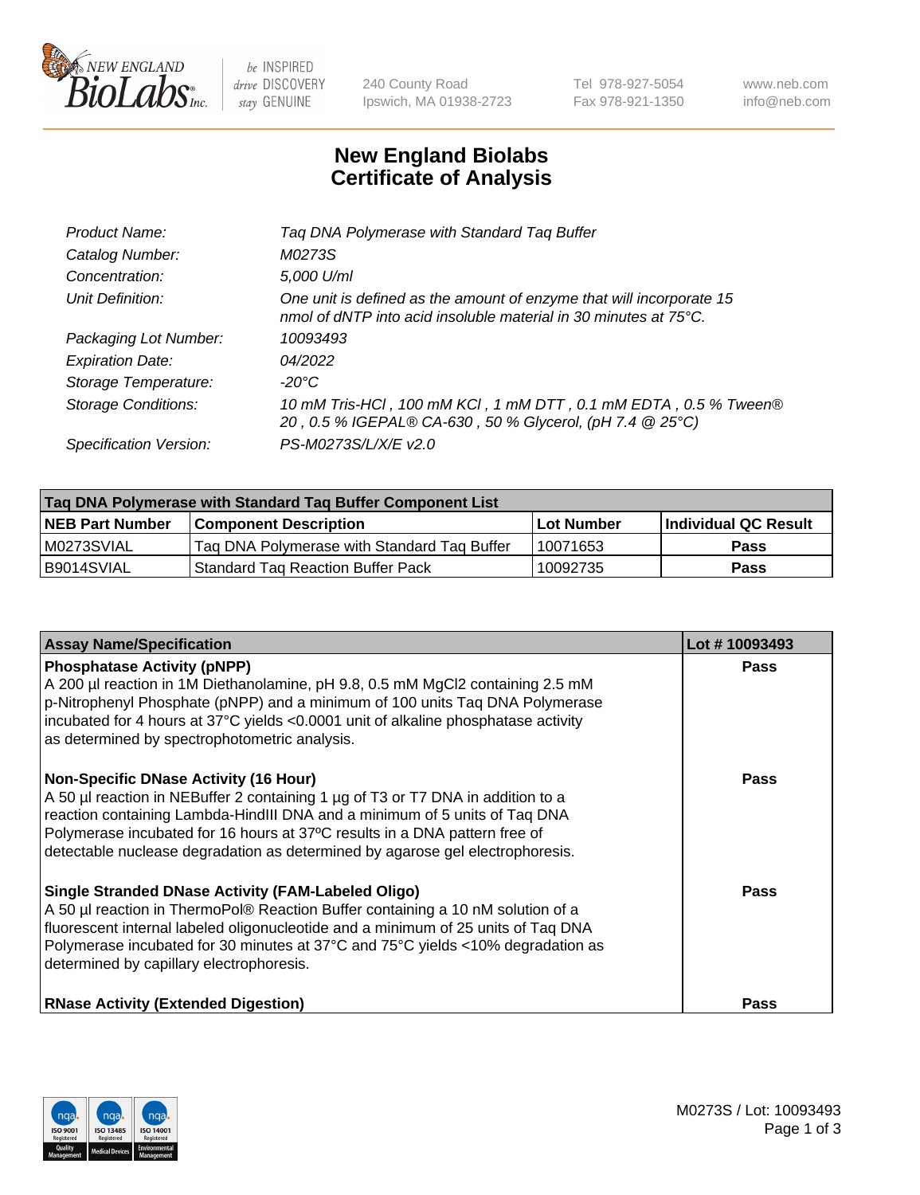# New England Biolabs Certificate of Analysis

| | |
|---|---|
| Product Name: | Taq DNA Polymerase with Standard Taq Buffer |
| Catalog Number: | M0273S |
| Concentration: | 5,000 U/ml |
| Unit Definition: | One unit is defined as the amount of enzyme that will incorporate 15 nmol of dNTP into acid insoluble material in 30 minutes at 75°C. |
| Packaging Lot Number: | 10093493 |
| Expiration Date: | 04/2022 |
| Storage Temperature: | -20°C |
| Storage Conditions: | 10 mM Tris-HCl , 100 mM KCl , 1 mM DTT , 0.1 mM EDTA , 0.5 % Tween® 20 , 0.5 % IGEPAL® CA-630 , 50 % Glycerol, (pH 7.4 @ 25°C) |
| Specification Version: | PS-M0273S/L/X/E v2.0 |

| Taq DNA Polymerase with Standard Taq Buffer Component List | | | |
|---|---|---|---|
| **NEB Part Number** | **Component Description** | **Lot Number** | **Individual QC Result** |
| M0273SVIAL | Taq DNA Polymerase with Standard Taq Buffer | 10071653 | Pass |
| B9014SVIAL | Standard Taq Reaction Buffer Pack | 10092735 | Pass |

| Assay Name/Specification | Lot # 10093493 |
|---|---|
| **Phosphatase Activity (pNPP)**<br>A 200 µl reaction in 1M Diethanolamine, pH 9.8, 0.5 mM $MgCl_2$ containing 2.5 mM p-Nitrophenyl Phosphate (pNPP) and a minimum of 100 units Taq DNA Polymerase incubated for 4 hours at 37°C yields <0.0001 unit of alkaline phosphatase activity as determined by spectrophotometric analysis. | Pass |
| **Non-Specific DNase Activity (16 Hour)**<br>A 50 µl reaction in NEBuffer 2 containing 1 µg of T3 or T7 DNA in addition to a reaction containing Lambda-HindIII DNA and a minimum of 5 units of Taq DNA Polymerase incubated for 16 hours at 37ºC results in a DNA pattern free of detectable nuclease degradation as determined by agarose gel electrophoresis. | Pass |
| **Single Stranded DNase Activity (FAM-Labeled Oligo)**<br>A 50 µl reaction in ThermoPol® Reaction Buffer containing a 10 nM solution of a fluorescent internal labeled oligonucleotide and a minimum of 25 units of Taq DNA Polymerase incubated for 30 minutes at 37°C and 75°C yields <10% degradation as determined by capillary electrophoresis. | Pass |
| **RNase Activity (Extended Digestion)** | Pass |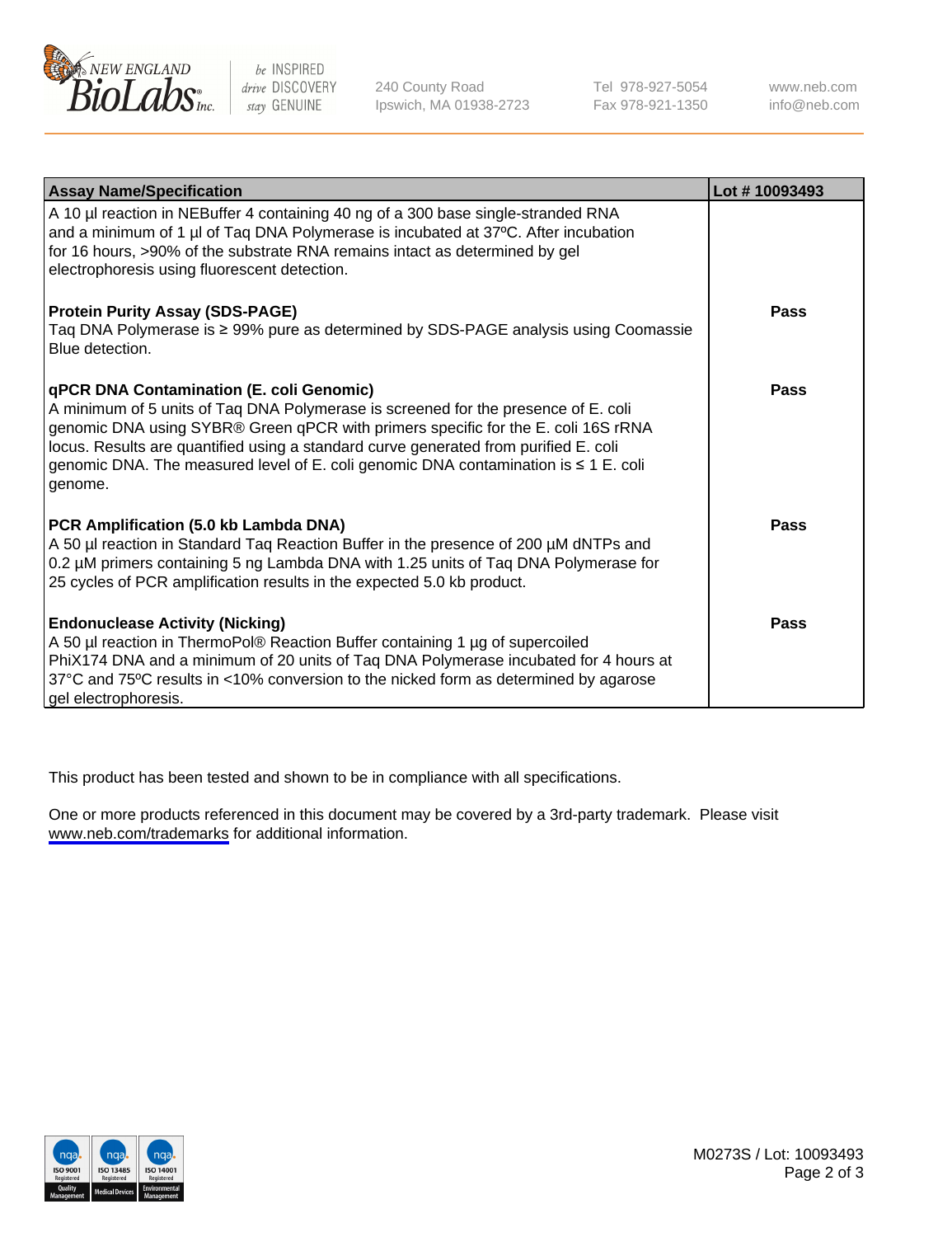| Assay Name/Specification | Lot # 10093493 |
|---|---|
| A 10 µl reaction in NEBuffer 4 containing 40 ng of a 300 base single-stranded RNA and a minimum of 1 µl of Taq DNA Polymerase is incubated at 37ºC. After incubation for 16 hours, >90% of the substrate RNA remains intact as determined by gel electrophoresis using fluorescent detection. | |
| **Protein Purity Assay (SDS-PAGE)**<br>Taq DNA Polymerase is ≥ 99% pure as determined by SDS-PAGE analysis using Coomassie Blue detection. | **Pass** |
| **qPCR DNA Contamination (E. coli Genomic)**<br>A minimum of 5 units of Taq DNA Polymerase is screened for the presence of E. coli genomic DNA using SYBR® Green qPCR with primers specific for the E. coli 16S rRNA locus. Results are quantified using a standard curve generated from purified E. coli genomic DNA. The measured level of E. coli genomic DNA contamination is ≤ 1 E. coli genome. | **Pass** |
| **PCR Amplification (5.0 kb Lambda DNA)**<br>A 50 µl reaction in Standard Taq Reaction Buffer in the presence of 200 µM dNTPs and 0.2 µM primers containing 5 ng Lambda DNA with 1.25 units of Taq DNA Polymerase for 25 cycles of PCR amplification results in the expected 5.0 kb product. | **Pass** |
| **Endonuclease Activity (Nicking)**<br>A 50 µl reaction in ThermoPol® Reaction Buffer containing 1 µg of supercoiled PhiX174 DNA and a minimum of 20 units of Taq DNA Polymerase incubated for 4 hours at 37°C and 75ºC results in <10% conversion to the nicked form as determined by agarose gel electrophoresis. | **Pass** |

This product has been tested and shown to be in compliance with all specifications.

One or more products referenced in this document may be covered by a 3rd-party trademark. Please visit www.neb.com/trademarks for additional information.

M0273S / Lot: 10093493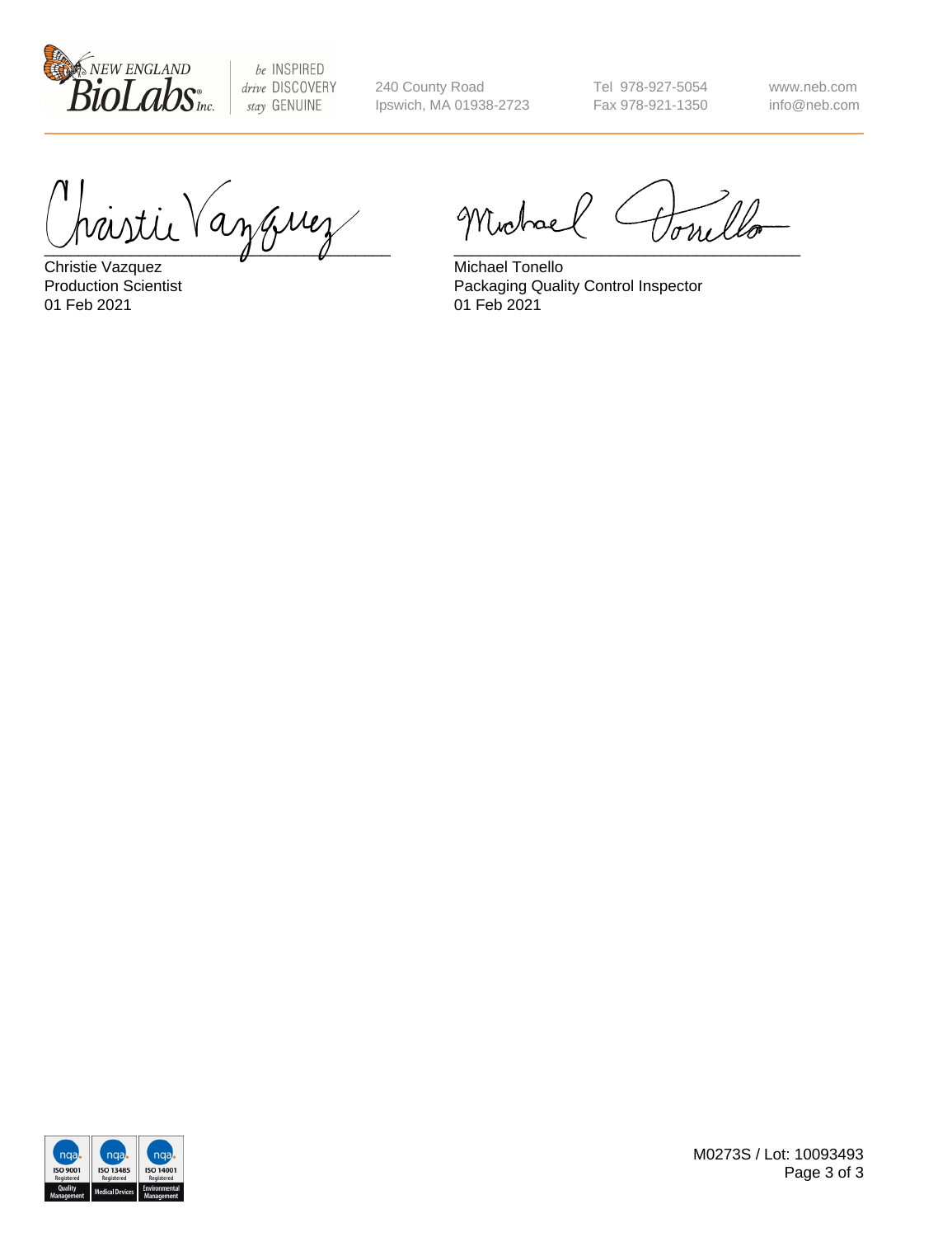Christie Vazquez
Production Scientist
01 Feb 2021

Michael Tonello
Packaging Quality Control Inspector
01 Feb 2021

M0273S / Lot: 10093493